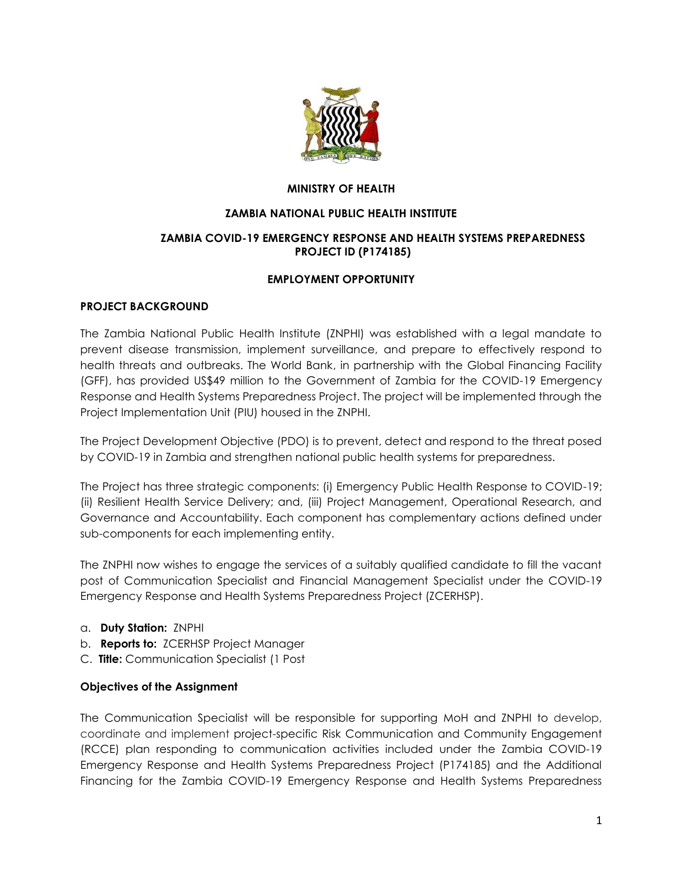**MINISTRY OF HEALTH**

**ZAMBIA NATIONAL PUBLIC HEALTH INSTITUTE**

**ZAMBIA COVID-19 EMERGENCY RESPONSE AND HEALTH SYSTEMS PREPAREDNESS PROJECT ID (P174185)**

**EMPLOYMENT OPPORTUNITY**

**PROJECT BACKGROUND**

The Zambia National Public Health Institute (ZNPHI) was established with a legal mandate to prevent disease transmission, implement surveillance, and prepare to effectively respond to health threats and outbreaks. The World Bank, in partnership with the Global Financing Facility (GFF), has provided US$49 million to the Government of Zambia for the COVID-19 Emergency Response and Health Systems Preparedness Project. The project will be implemented through the Project Implementation Unit (PIU) housed in the ZNPHI.

The Project Development Objective (PDO) is to prevent, detect and respond to the threat posed by COVID-19 in Zambia and strengthen national public health systems for preparedness.

The Project has three strategic components: (i) Emergency Public Health Response to COVID-19; (ii) Resilient Health Service Delivery; and, (iii) Project Management, Operational Research, and Governance and Accountability. Each component has complementary actions defined under sub-components for each implementing entity.

The ZNPHI now wishes to engage the services of a suitably qualified candidate to fill the vacant post of Communication Specialist and Financial Management Specialist under the COVID-19 Emergency Response and Health Systems Preparedness Project (ZCERHSP).

a. **Duty Station:** ZNPHI
b. **Reports to:** ZCERHSP Project Manager
C. **Title:** Communication Specialist (1 Post

**Objectives of the Assignment**

The Communication Specialist will be responsible for supporting MoH and ZNPHI to develop, coordinate and implement project-specific Risk Communication and Community Engagement (RCCE) plan responding to communication activities included under the Zambia COVID-19 Emergency Response and Health Systems Preparedness Project (P174185) and the Additional Financing for the Zambia COVID-19 Emergency Response and Health Systems Preparedness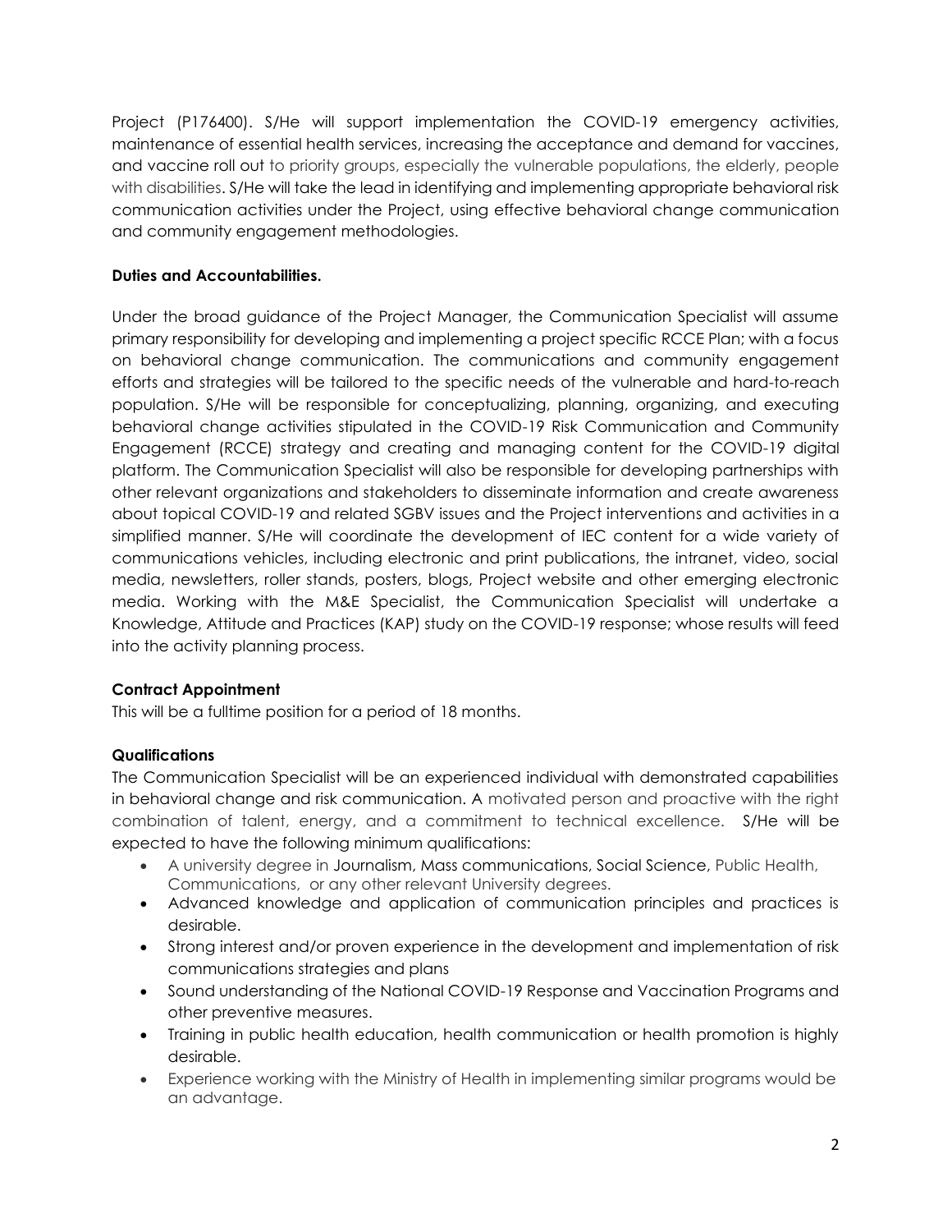Project (P176400). S/He will support implementation the COVID-19 emergency activities, maintenance of essential health services, increasing the acceptance and demand for vaccines, and vaccine roll out to priority groups, especially the vulnerable populations, the elderly, people with disabilities. S/He will take the lead in identifying and implementing appropriate behavioral risk communication activities under the Project, using effective behavioral change communication and community engagement methodologies.

**Duties and Accountabilities.**

Under the broad guidance of the Project Manager, the Communication Specialist will assume primary responsibility for developing and implementing a project specific RCCE Plan; with a focus on behavioral change communication. The communications and community engagement efforts and strategies will be tailored to the specific needs of the vulnerable and hard-to-reach population. S/He will be responsible for conceptualizing, planning, organizing, and executing behavioral change activities stipulated in the COVID-19 Risk Communication and Community Engagement (RCCE) strategy and creating and managing content for the COVID-19 digital platform. The Communication Specialist will also be responsible for developing partnerships with other relevant organizations and stakeholders to disseminate information and create awareness about topical COVID-19 and related SGBV issues and the Project interventions and activities in a simplified manner. S/He will coordinate the development of IEC content for a wide variety of communications vehicles, including electronic and print publications, the intranet, video, social media, newsletters, roller stands, posters, blogs, Project website and other emerging electronic media. Working with the M&E Specialist, the Communication Specialist will undertake a Knowledge, Attitude and Practices (KAP) study on the COVID-19 response; whose results will feed into the activity planning process.

**Contract Appointment**

This will be a fulltime position for a period of 18 months.

**Qualifications**

The Communication Specialist will be an experienced individual with demonstrated capabilities in behavioral change and risk communication. A motivated person and proactive with the right combination of talent, energy, and a commitment to technical excellence. S/He will be expected to have the following minimum qualifications:

- A university degree in Journalism, Mass communications, Social Science, Public Health, Communications, or any other relevant University degrees.
- Advanced knowledge and application of communication principles and practices is desirable.
- Strong interest and/or proven experience in the development and implementation of risk communications strategies and plans
- Sound understanding of the National COVID-19 Response and Vaccination Programs and other preventive measures.
- Training in public health education, health communication or health promotion is highly desirable.
- Experience working with the Ministry of Health in implementing similar programs would be an advantage.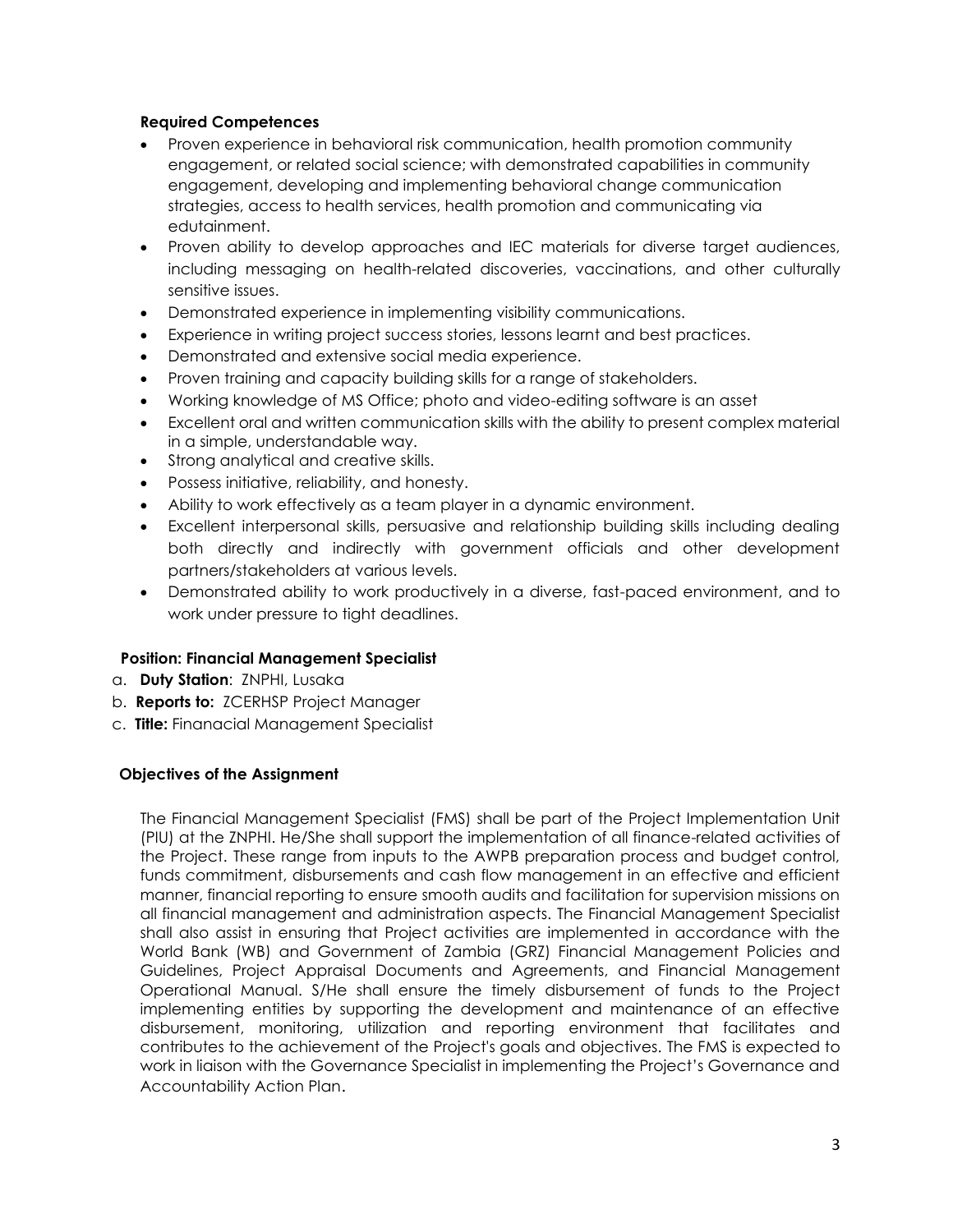**Required Competences**

- Proven experience in behavioral risk communication, health promotion community engagement, or related social science; with demonstrated capabilities in community engagement, developing and implementing behavioral change communication strategies, access to health services, health promotion and communicating via edutainment.
- Proven ability to develop approaches and IEC materials for diverse target audiences, including messaging on health-related discoveries, vaccinations, and other culturally sensitive issues.
- Demonstrated experience in implementing visibility communications.
- Experience in writing project success stories, lessons learnt and best practices.
- Demonstrated and extensive social media experience.
- Proven training and capacity building skills for a range of stakeholders.
- Working knowledge of MS Office; photo and video-editing software is an asset
- Excellent oral and written communication skills with the ability to present complex material in a simple, understandable way.
- Strong analytical and creative skills.
- Possess initiative, reliability, and honesty.
- Ability to work effectively as a team player in a dynamic environment.
- Excellent interpersonal skills, persuasive and relationship building skills including dealing both directly and indirectly with government officials and other development partners/stakeholders at various levels.
- Demonstrated ability to work productively in a diverse, fast-paced environment, and to work under pressure to tight deadlines.

**Position: Financial Management Specialist**

a. **Duty Station**: ZNPHI, Lusaka
b. **Reports to:** ZCERHSP Project Manager
c. **Title:** Finanacial Management Specialist

**Objectives of the Assignment**

The Financial Management Specialist (FMS) shall be part of the Project Implementation Unit (PIU) at the ZNPHI. He/She shall support the implementation of all finance-related activities of the Project. These range from inputs to the AWPB preparation process and budget control, funds commitment, disbursements and cash flow management in an effective and efficient manner, financial reporting to ensure smooth audits and facilitation for supervision missions on all financial management and administration aspects. The Financial Management Specialist shall also assist in ensuring that Project activities are implemented in accordance with the World Bank (WB) and Government of Zambia (GRZ) Financial Management Policies and Guidelines, Project Appraisal Documents and Agreements, and Financial Management Operational Manual. S/He shall ensure the timely disbursement of funds to the Project implementing entities by supporting the development and maintenance of an effective disbursement, monitoring, utilization and reporting environment that facilitates and contributes to the achievement of the Project's goals and objectives. The FMS is expected to work in liaison with the Governance Specialist in implementing the Project's Governance and Accountability Action Plan.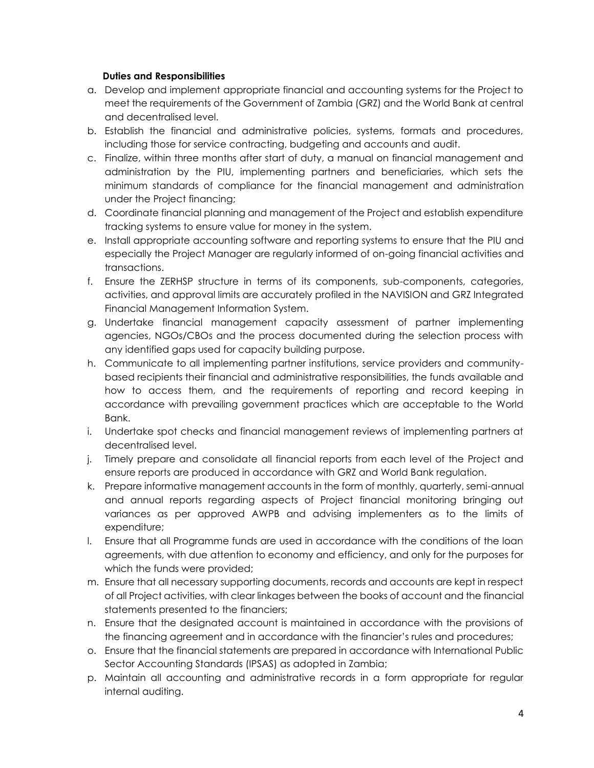**Duties and Responsibilities**

a. Develop and implement appropriate financial and accounting systems for the Project to meet the requirements of the Government of Zambia (GRZ) and the World Bank at central and decentralised level.
b. Establish the financial and administrative policies, systems, formats and procedures, including those for service contracting, budgeting and accounts and audit.
c. Finalize, within three months after start of duty, a manual on financial management and administration by the PIU, implementing partners and beneficiaries, which sets the minimum standards of compliance for the financial management and administration under the Project financing;
d. Coordinate financial planning and management of the Project and establish expenditure tracking systems to ensure value for money in the system.
e. Install appropriate accounting software and reporting systems to ensure that the PIU and especially the Project Manager are regularly informed of on-going financial activities and transactions.
f. Ensure the ZERHSP structure in terms of its components, sub-components, categories, activities, and approval limits are accurately profiled in the NAVISION and GRZ Integrated Financial Management Information System.
g. Undertake financial management capacity assessment of partner implementing agencies, NGOs/CBOs and the process documented during the selection process with any identified gaps used for capacity building purpose.
h. Communicate to all implementing partner institutions, service providers and community-based recipients their financial and administrative responsibilities, the funds available and how to access them, and the requirements of reporting and record keeping in accordance with prevailing government practices which are acceptable to the World Bank.
i. Undertake spot checks and financial management reviews of implementing partners at decentralised level.
j. Timely prepare and consolidate all financial reports from each level of the Project and ensure reports are produced in accordance with GRZ and World Bank regulation.
k. Prepare informative management accounts in the form of monthly, quarterly, semi-annual and annual reports regarding aspects of Project financial monitoring bringing out variances as per approved AWPB and advising implementers as to the limits of expenditure;
l. Ensure that all Programme funds are used in accordance with the conditions of the loan agreements, with due attention to economy and efficiency, and only for the purposes for which the funds were provided;
m. Ensure that all necessary supporting documents, records and accounts are kept in respect of all Project activities, with clear linkages between the books of account and the financial statements presented to the financiers;
n. Ensure that the designated account is maintained in accordance with the provisions of the financing agreement and in accordance with the financier's rules and procedures;
o. Ensure that the financial statements are prepared in accordance with International Public Sector Accounting Standards (IPSAS) as adopted in Zambia;
p. Maintain all accounting and administrative records in a form appropriate for regular internal auditing.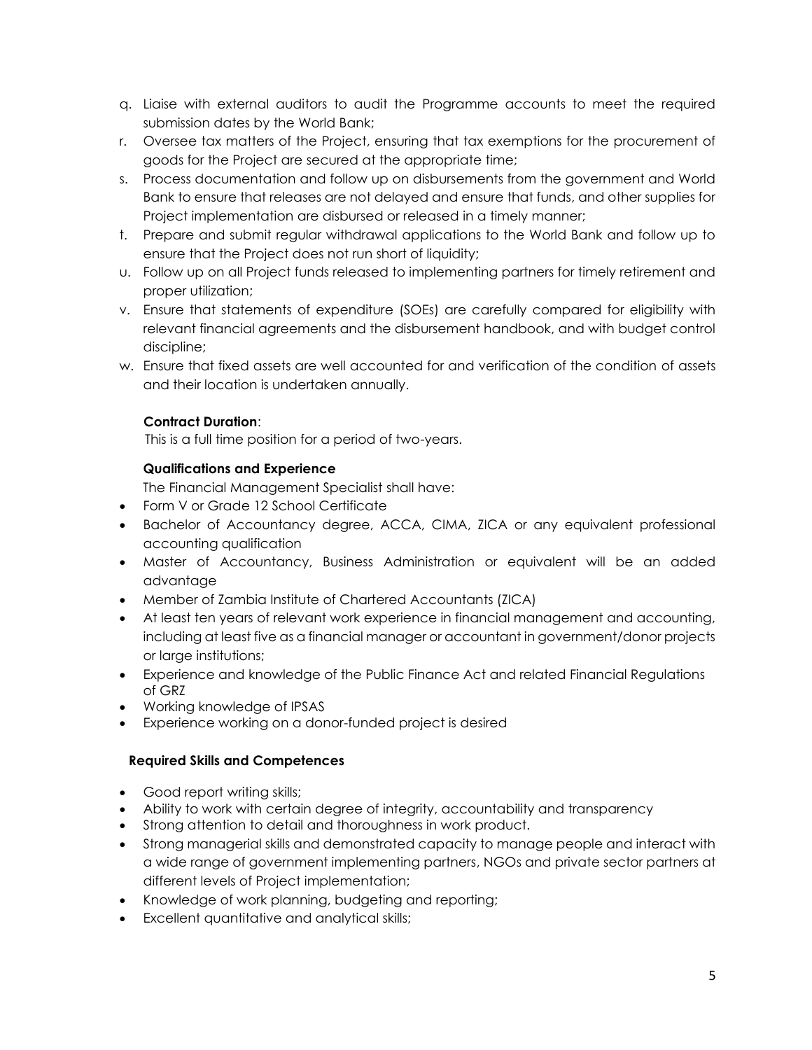q. Liaise with external auditors to audit the Programme accounts to meet the required submission dates by the World Bank;
r. Oversee tax matters of the Project, ensuring that tax exemptions for the procurement of goods for the Project are secured at the appropriate time;
s. Process documentation and follow up on disbursements from the government and World Bank to ensure that releases are not delayed and ensure that funds, and other supplies for Project implementation are disbursed or released in a timely manner;
t. Prepare and submit regular withdrawal applications to the World Bank and follow up to ensure that the Project does not run short of liquidity;
u. Follow up on all Project funds released to implementing partners for timely retirement and proper utilization;
v. Ensure that statements of expenditure (SOEs) are carefully compared for eligibility with relevant financial agreements and the disbursement handbook, and with budget control discipline;
w. Ensure that fixed assets are well accounted for and verification of the condition of assets and their location is undertaken annually.

**Contract Duration**:

This is a full time position for a period of two-years.

**Qualifications and Experience**

The Financial Management Specialist shall have:

- Form V or Grade 12 School Certificate
- Bachelor of Accountancy degree, ACCA, CIMA, ZICA or any equivalent professional accounting qualification
- Master of Accountancy, Business Administration or equivalent will be an added advantage
- Member of Zambia Institute of Chartered Accountants (ZICA)
- At least ten years of relevant work experience in financial management and accounting, including at least five as a financial manager or accountant in government/donor projects or large institutions;
- Experience and knowledge of the Public Finance Act and related Financial Regulations of GRZ
- Working knowledge of IPSAS
- Experience working on a donor-funded project is desired

**Required Skills and Competences**

- Good report writing skills;
- Ability to work with certain degree of integrity, accountability and transparency
- Strong attention to detail and thoroughness in work product.
- Strong managerial skills and demonstrated capacity to manage people and interact with a wide range of government implementing partners, NGOs and private sector partners at different levels of Project implementation;
- Knowledge of work planning, budgeting and reporting;
- Excellent quantitative and analytical skills;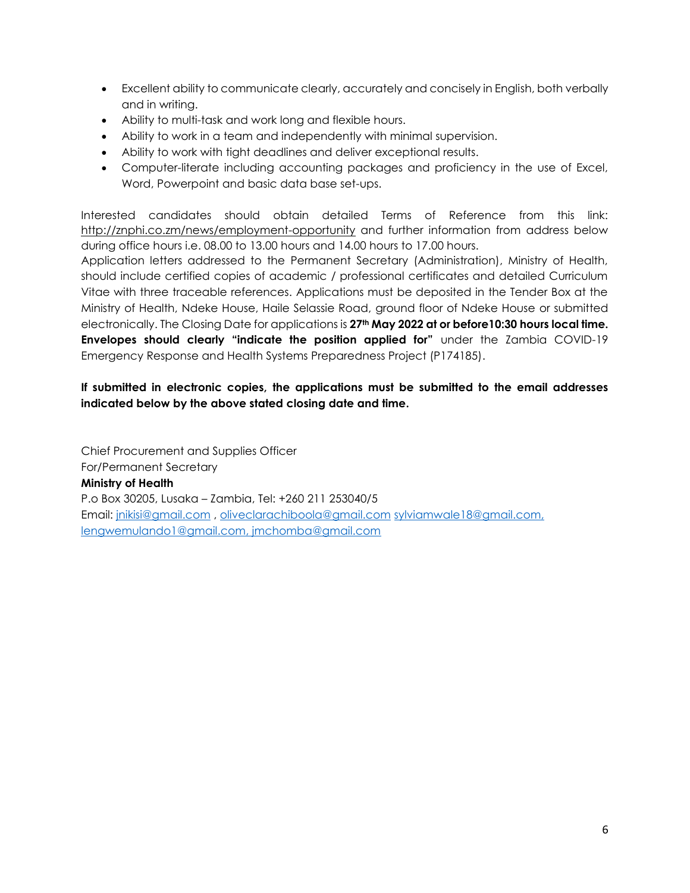- Excellent ability to communicate clearly, accurately and concisely in English, both verbally and in writing.
- Ability to multi-task and work long and flexible hours.
- Ability to work in a team and independently with minimal supervision.
- Ability to work with tight deadlines and deliver exceptional results.
- Computer-literate including accounting packages and proficiency in the use of Excel, Word, Powerpoint and basic data base set-ups.

Interested candidates should obtain detailed Terms of Reference from this link: http://znphi.co.zm/news/employment-opportunity and further information from address below during office hours i.e. 08.00 to 13.00 hours and 14.00 hours to 17.00 hours.

Application letters addressed to the Permanent Secretary (Administration), Ministry of Health, should include certified copies of academic / professional certificates and detailed Curriculum Vitae with three traceable references. Applications must be deposited in the Tender Box at the Ministry of Health, Ndeke House, Haile Selassie Road, ground floor of Ndeke House or submitted electronically. The Closing Date for applications is **27th May 2022 at or before10:30 hours local time. Envelopes should clearly "indicate the position applied for"** under the Zambia COVID-19 Emergency Response and Health Systems Preparedness Project (P174185).

**If submitted in electronic copies, the applications must be submitted to the email addresses indicated below by the above stated closing date and time.**

Chief Procurement and Supplies Officer
For/Permanent Secretary
**Ministry of Health**
P.o Box 30205, Lusaka – Zambia, Tel: +260 211 253040/5
Email: jnikisi@gmail.com , oliveclarachiboola@gmail.com sylviamwale18@gmail.com, lengwemulando1@gmail.com, jmchomba@gmail.com